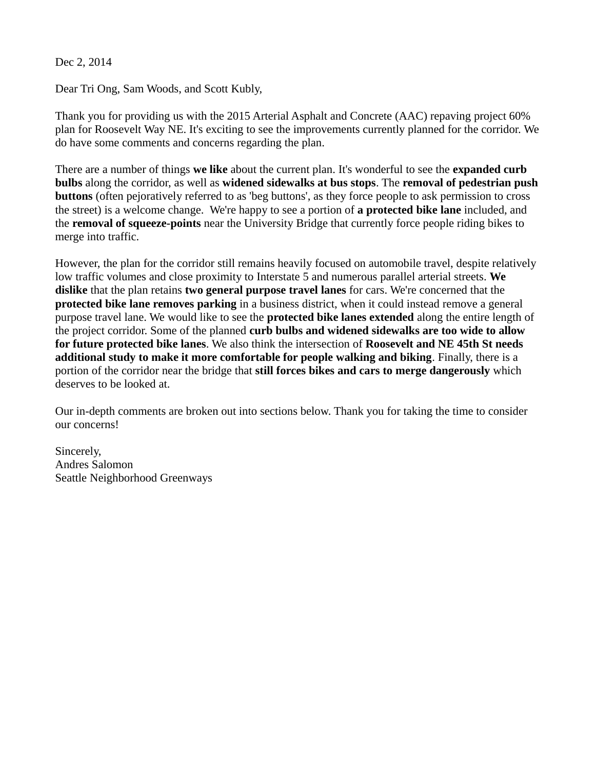Dec 2, 2014

Dear Tri Ong, Sam Woods, and Scott Kubly,

Thank you for providing us with the 2015 Arterial Asphalt and Concrete (AAC) repaving project 60% plan for Roosevelt Way NE. It's exciting to see the improvements currently planned for the corridor. We do have some comments and concerns regarding the plan.

There are a number of things **we like** about the current plan. It's wonderful to see the **expanded curb bulbs** along the corridor, as well as **widened sidewalks at bus stops**. The **removal of pedestrian push buttons** (often pejoratively referred to as 'beg buttons', as they force people to ask permission to cross the street) is a welcome change. We're happy to see a portion of **a protected bike lane** included, and the **removal of squeeze-points** near the University Bridge that currently force people riding bikes to merge into traffic.

However, the plan for the corridor still remains heavily focused on automobile travel, despite relatively low traffic volumes and close proximity to Interstate 5 and numerous parallel arterial streets. **We dislike** that the plan retains **two general purpose travel lanes** for cars. We're concerned that the **protected bike lane removes parking** in a business district, when it could instead remove a general purpose travel lane. We would like to see the **protected bike lanes extended** along the entire length of the project corridor. Some of the planned **curb bulbs and widened sidewalks are too wide to allow for future protected bike lanes**. We also think the intersection of **Roosevelt and NE 45th St needs additional study to make it more comfortable for people walking and biking**. Finally, there is a portion of the corridor near the bridge that **still forces bikes and cars to merge dangerously** which deserves to be looked at.

Our in-depth comments are broken out into sections below. Thank you for taking the time to consider our concerns!

Sincerely,
Andres Salomon
Seattle Neighborhood Greenways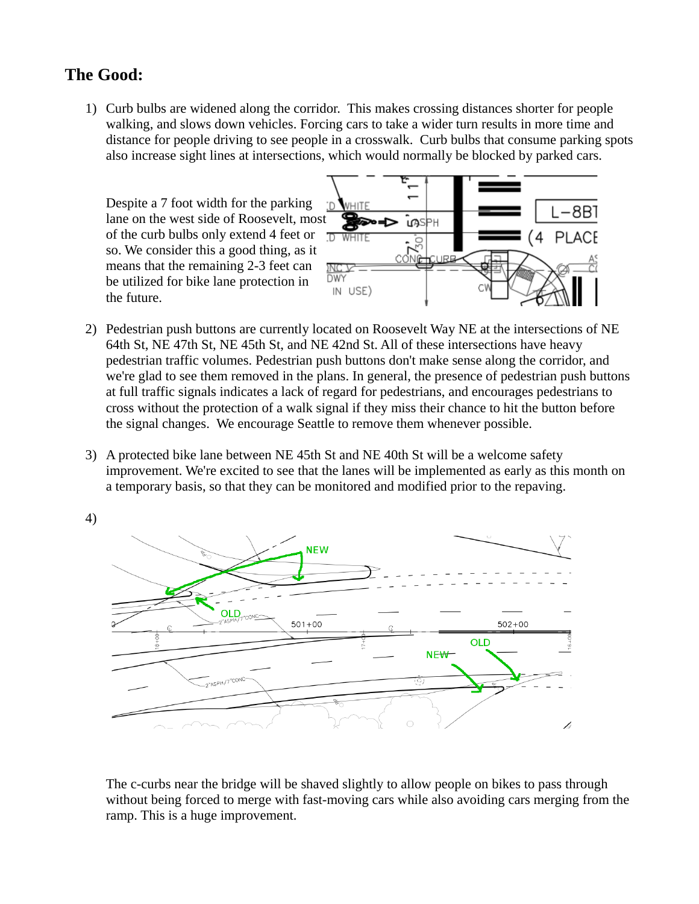## The Good:

1) Curb bulbs are widened along the corridor. This makes crossing distances shorter for people walking, and slows down vehicles. Forcing cars to take a wider turn results in more time and distance for people driving to see people in a crosswalk. Curb bulbs that consume parking spots also increase sight lines at intersections, which would normally be blocked by parked cars.

   Despite a 7 foot width for the parking lane on the west side of Roosevelt, most of the curb bulbs only extend 4 feet or so. We consider this a good thing, as it means that the remaining 2-3 feet can be utilized for bike lane protection in the future.

2) Pedestrian push buttons are currently located on Roosevelt Way NE at the intersections of NE 64th St, NE 47th St, NE 45th St, and NE 42nd St. All of these intersections have heavy pedestrian traffic volumes. Pedestrian push buttons don't make sense along the corridor, and we're glad to see them removed in the plans. In general, the presence of pedestrian push buttons at full traffic signals indicates a lack of regard for pedestrians, and encourages pedestrians to cross without the protection of a walk signal if they miss their chance to hit the button before the signal changes. We encourage Seattle to remove them whenever possible.

3) A protected bike lane between NE 45th St and NE 40th St will be a welcome safety improvement. We're excited to see that the lanes will be implemented as early as this month on a temporary basis, so that they can be monitored and modified prior to the repaving.

4) The c-curbs near the bridge will be shaved slightly to allow people on bikes to pass through without being forced to merge with fast-moving cars while also avoiding cars merging from the ramp. This is a huge improvement.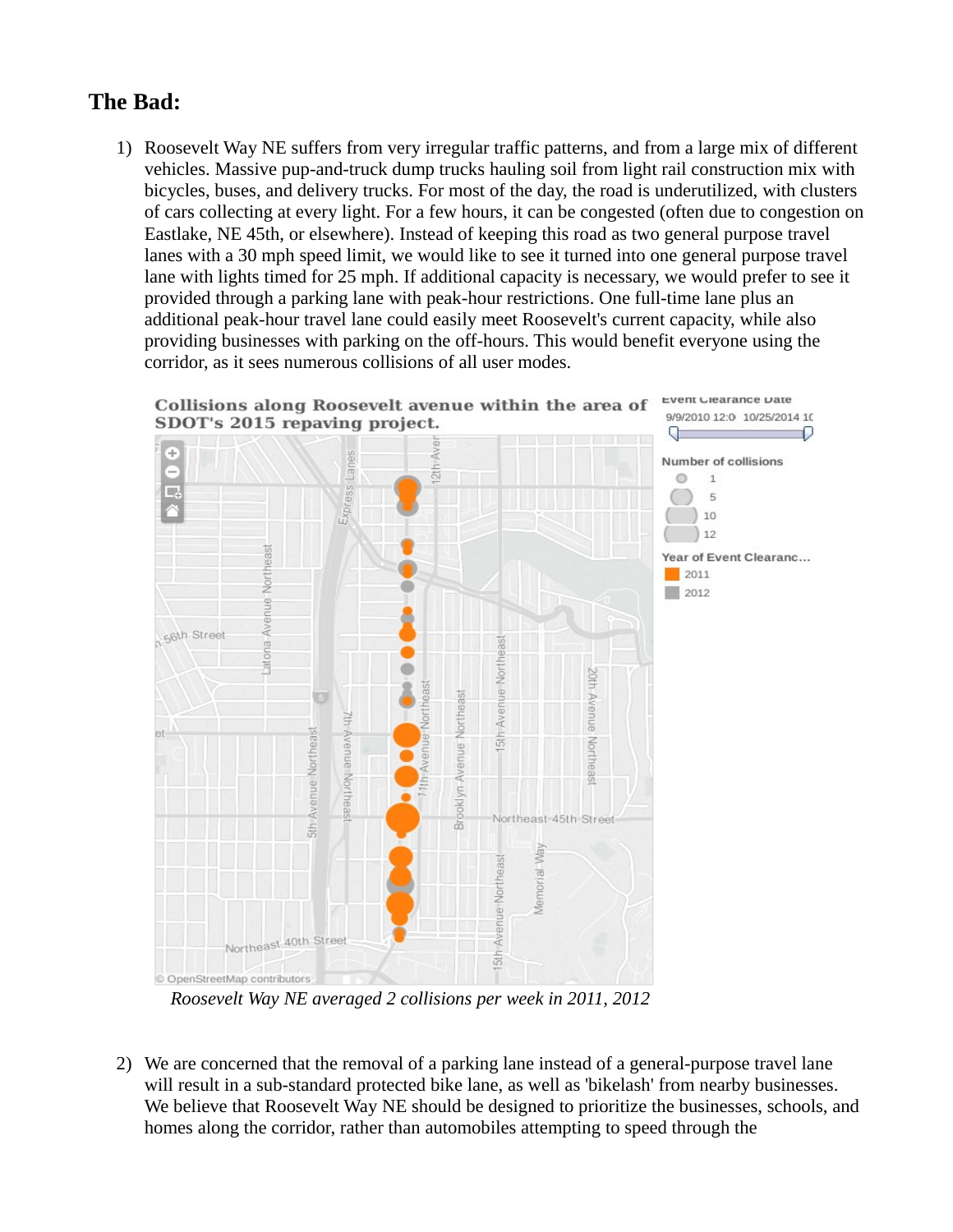## The Bad:

1) Roosevelt Way NE suffers from very irregular traffic patterns, and from a large mix of different vehicles. Massive pup-and-truck dump trucks hauling soil from light rail construction mix with bicycles, buses, and delivery trucks. For most of the day, the road is underutilized, with clusters of cars collecting at every light. For a few hours, it can be congested (often due to congestion on Eastlake, NE 45th, or elsewhere). Instead of keeping this road as two general purpose travel lanes with a 30 mph speed limit, we would like to see it turned into one general purpose travel lane with lights timed for 25 mph. If additional capacity is necessary, we would prefer to see it provided through a parking lane with peak-hour restrictions. One full-time lane plus an additional peak-hour travel lane could easily meet Roosevelt's current capacity, while also providing businesses with parking on the off-hours. This would benefit everyone using the corridor, as it sees numerous collisions of all user modes.

*Roosevelt Way NE averaged 2 collisions per week in 2011, 2012*

2) We are concerned that the removal of a parking lane instead of a general-purpose travel lane will result in a sub-standard protected bike lane, as well as 'bikelash' from nearby businesses. We believe that Roosevelt Way NE should be designed to prioritize the businesses, schools, and homes along the corridor, rather than automobiles attempting to speed through the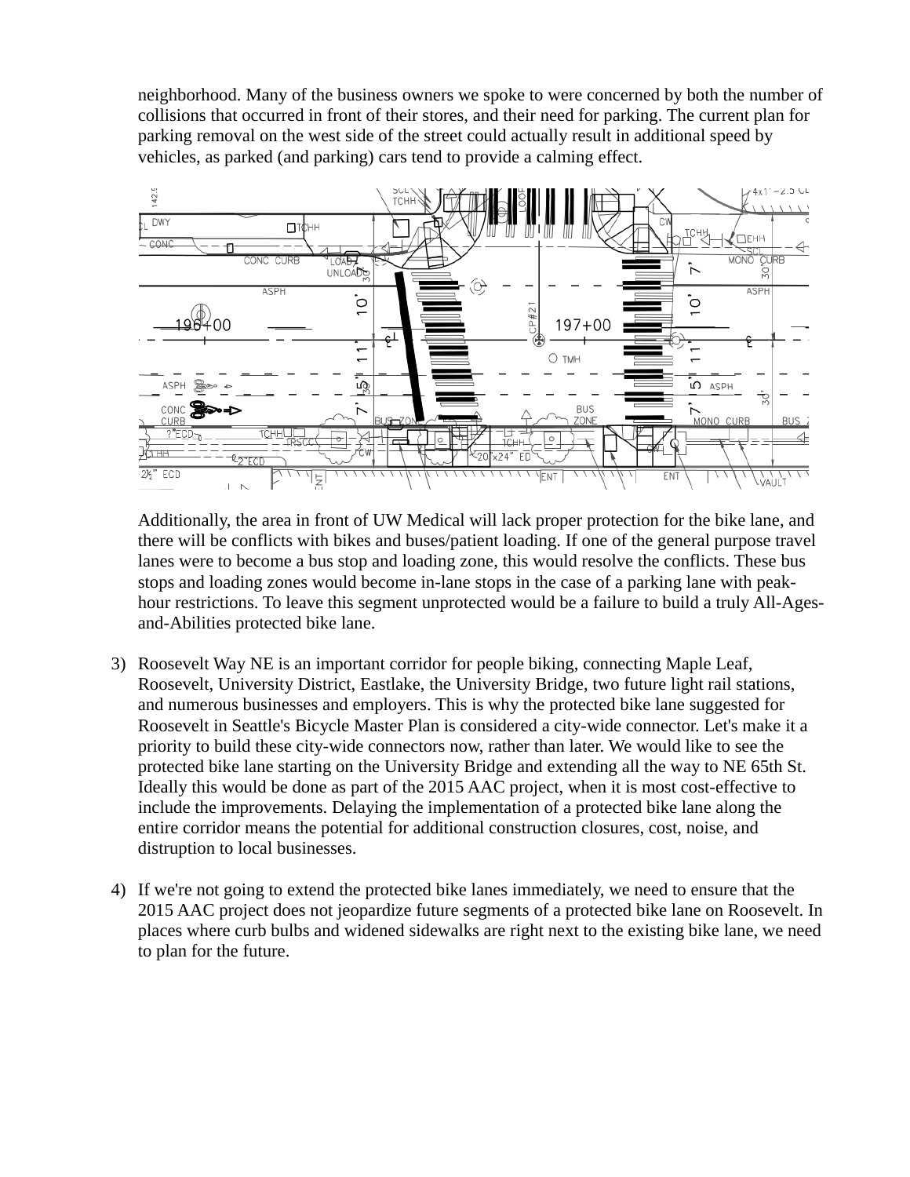neighborhood. Many of the business owners we spoke to were concerned by both the number of collisions that occurred in front of their stores, and their need for parking. The current plan for parking removal on the west side of the street could actually result in additional speed by vehicles, as parked (and parking) cars tend to provide a calming effect.

Additionally, the area in front of UW Medical will lack proper protection for the bike lane, and there will be conflicts with bikes and buses/patient loading. If one of the general purpose travel lanes were to become a bus stop and loading zone, this would resolve the conflicts. These bus stops and loading zones would become in-lane stops in the case of a parking lane with peak-hour restrictions. To leave this segment unprotected would be a failure to build a truly All-Ages-and-Abilities protected bike lane.

3) Roosevelt Way NE is an important corridor for people biking, connecting Maple Leaf, Roosevelt, University District, Eastlake, the University Bridge, two future light rail stations, and numerous businesses and employers. This is why the protected bike lane suggested for Roosevelt in Seattle's Bicycle Master Plan is considered a city-wide connector. Let's make it a priority to build these city-wide connectors now, rather than later. We would like to see the protected bike lane starting on the University Bridge and extending all the way to NE 65th St. Ideally this would be done as part of the 2015 AAC project, when it is most cost-effective to include the improvements. Delaying the implementation of a protected bike lane along the entire corridor means the potential for additional construction closures, cost, noise, and distruption to local businesses.

4) If we're not going to extend the protected bike lanes immediately, we need to ensure that the 2015 AAC project does not jeopardize future segments of a protected bike lane on Roosevelt. In places where curb bulbs and widened sidewalks are right next to the existing bike lane, we need to plan for the future.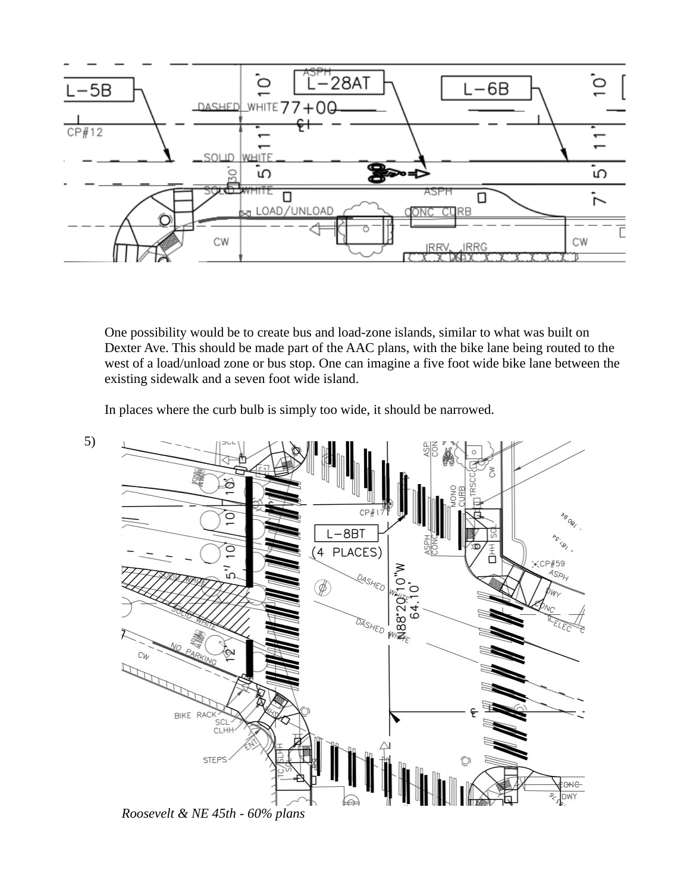One possibility would be to create bus and load-zone islands, similar to what was built on Dexter Ave. This should be made part of the AAC plans, with the bike lane being routed to the west of a load/unload zone or bus stop. One can imagine a five foot wide bike lane between the existing sidewalk and a seven foot wide island.

In places where the curb bulb is simply too wide, it should be narrowed.

5)

*Roosevelt & NE 45th - 60% plans*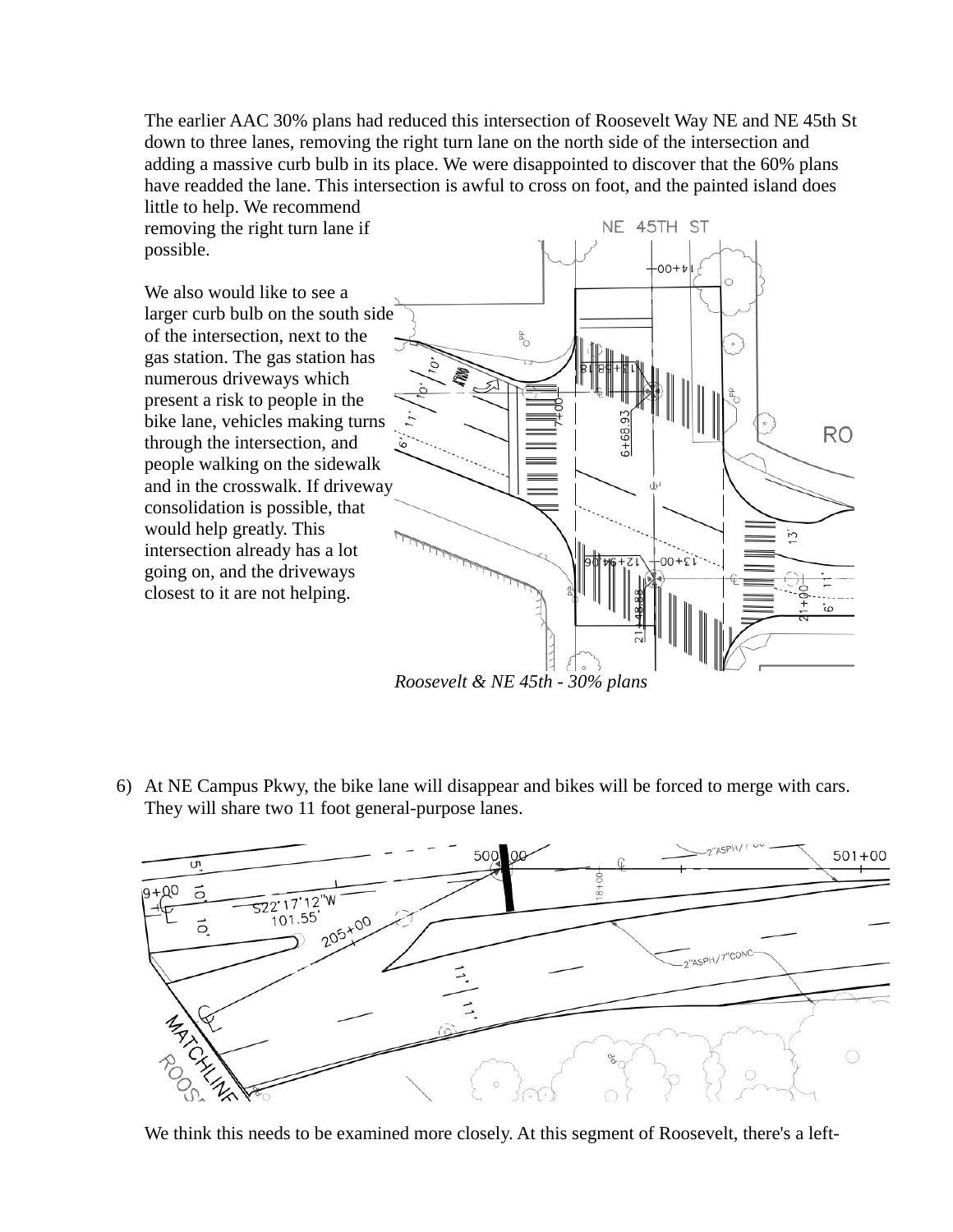The earlier AAC 30% plans had reduced this intersection of Roosevelt Way NE and NE 45th St down to three lanes, removing the right turn lane on the north side of the intersection and adding a massive curb bulb in its place. We were disappointed to discover that the 60% plans have readded the lane. This intersection is awful to cross on foot, and the painted island does little to help. We recommend removing the right turn lane if possible.

We also would like to see a larger curb bulb on the south side of the intersection, next to the gas station. The gas station has numerous driveways which present a risk to people in the bike lane, vehicles making turns through the intersection, and people walking on the sidewalk and in the crosswalk. If driveway consolidation is possible, that would help greatly. This intersection already has a lot going on, and the driveways closest to it are not helping.

*Roosevelt & NE 45th - 30% plans*

6) At NE Campus Pkwy, the bike lane will disappear and bikes will be forced to merge with cars. They will share two 11 foot general-purpose lanes.

We think this needs to be examined more closely. At this segment of Roosevelt, there's a left-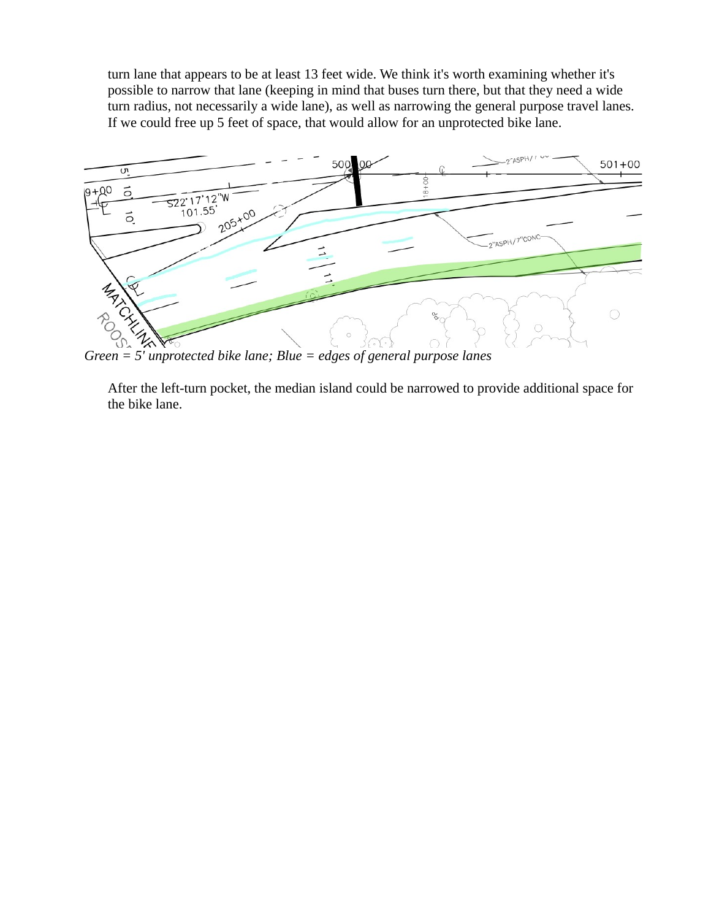turn lane that appears to be at least 13 feet wide. We think it's worth examining whether it's possible to narrow that lane (keeping in mind that buses turn there, but that they need a wide turn radius, not necessarily a wide lane), as well as narrowing the general purpose travel lanes. If we could free up 5 feet of space, that would allow for an unprotected bike lane.

*Green = 5' unprotected bike lane; Blue = edges of general purpose lanes*

After the left-turn pocket, the median island could be narrowed to provide additional space for the bike lane.